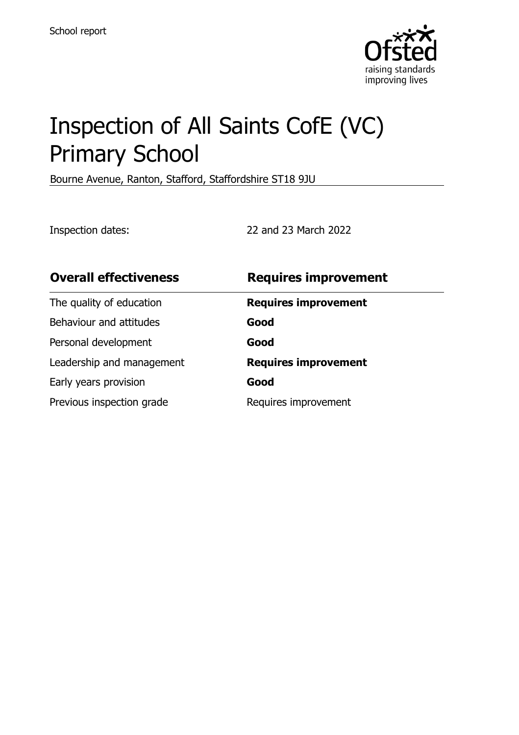School report

# Inspection of All Saints CofE (VC) Primary School

Bourne Avenue, Ranton, Stafford, Staffordshire ST18 9JU

Inspection dates: 22 and 23 March 2022

| **Overall effectiveness** | **Requires improvement** |
|---|---|
| The quality of education | **Requires improvement** |
| Behaviour and attitudes | **Good** |
| Personal development | **Good** |
| Leadership and management | **Requires improvement** |
| Early years provision | **Good** |
| Previous inspection grade | Requires improvement |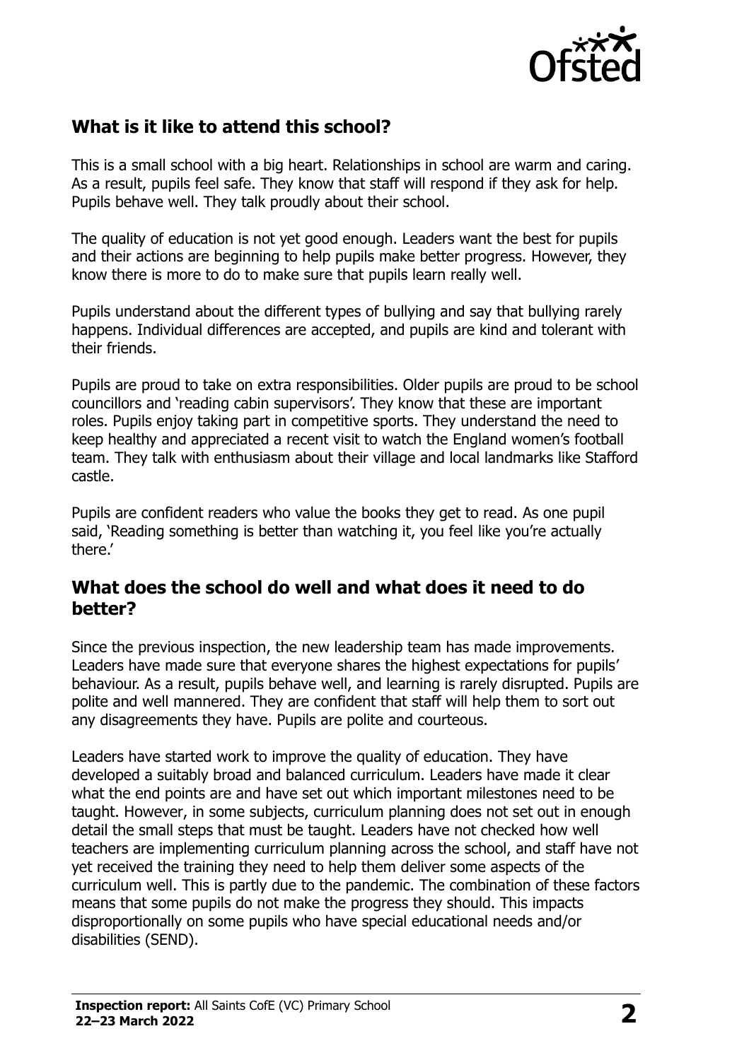## What is it like to attend this school?

This is a small school with a big heart. Relationships in school are warm and caring. As a result, pupils feel safe. They know that staff will respond if they ask for help. Pupils behave well. They talk proudly about their school.

The quality of education is not yet good enough. Leaders want the best for pupils and their actions are beginning to help pupils make better progress. However, they know there is more to do to make sure that pupils learn really well.

Pupils understand about the different types of bullying and say that bullying rarely happens. Individual differences are accepted, and pupils are kind and tolerant with their friends.

Pupils are proud to take on extra responsibilities. Older pupils are proud to be school councillors and 'reading cabin supervisors'. They know that these are important roles. Pupils enjoy taking part in competitive sports. They understand the need to keep healthy and appreciated a recent visit to watch the England women's football team. They talk with enthusiasm about their village and local landmarks like Stafford castle.

Pupils are confident readers who value the books they get to read. As one pupil said, 'Reading something is better than watching it, you feel like you're actually there.'

## What does the school do well and what does it need to do better?

Since the previous inspection, the new leadership team has made improvements. Leaders have made sure that everyone shares the highest expectations for pupils' behaviour. As a result, pupils behave well, and learning is rarely disrupted. Pupils are polite and well mannered. They are confident that staff will help them to sort out any disagreements they have. Pupils are polite and courteous.

Leaders have started work to improve the quality of education. They have developed a suitably broad and balanced curriculum. Leaders have made it clear what the end points are and have set out which important milestones need to be taught. However, in some subjects, curriculum planning does not set out in enough detail the small steps that must be taught. Leaders have not checked how well teachers are implementing curriculum planning across the school, and staff have not yet received the training they need to help them deliver some aspects of the curriculum well. This is partly due to the pandemic. The combination of these factors means that some pupils do not make the progress they should. This impacts disproportionally on some pupils who have special educational needs and/or disabilities (SEND).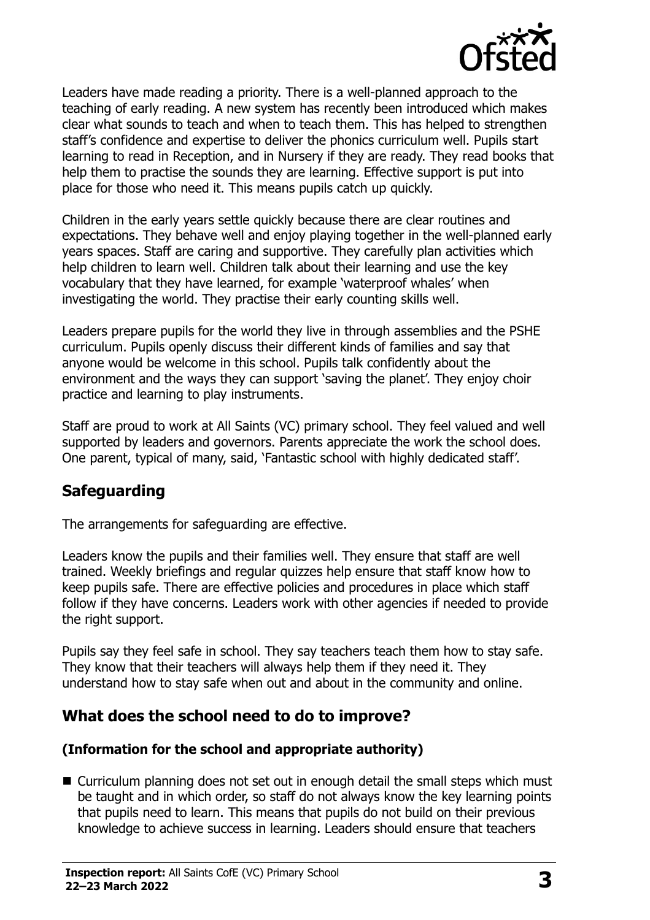Leaders have made reading a priority. There is a well-planned approach to the teaching of early reading. A new system has recently been introduced which makes clear what sounds to teach and when to teach them. This has helped to strengthen staff's confidence and expertise to deliver the phonics curriculum well. Pupils start learning to read in Reception, and in Nursery if they are ready. They read books that help them to practise the sounds they are learning. Effective support is put into place for those who need it. This means pupils catch up quickly.

Children in the early years settle quickly because there are clear routines and expectations. They behave well and enjoy playing together in the well-planned early years spaces. Staff are caring and supportive. They carefully plan activities which help children to learn well. Children talk about their learning and use the key vocabulary that they have learned, for example 'waterproof whales' when investigating the world. They practise their early counting skills well.

Leaders prepare pupils for the world they live in through assemblies and the PSHE curriculum. Pupils openly discuss their different kinds of families and say that anyone would be welcome in this school. Pupils talk confidently about the environment and the ways they can support 'saving the planet'. They enjoy choir practice and learning to play instruments.

Staff are proud to work at All Saints (VC) primary school. They feel valued and well supported by leaders and governors. Parents appreciate the work the school does. One parent, typical of many, said, 'Fantastic school with highly dedicated staff'.

## Safeguarding

The arrangements for safeguarding are effective.

Leaders know the pupils and their families well. They ensure that staff are well trained. Weekly briefings and regular quizzes help ensure that staff know how to keep pupils safe. There are effective policies and procedures in place which staff follow if they have concerns. Leaders work with other agencies if needed to provide the right support.

Pupils say they feel safe in school. They say teachers teach them how to stay safe. They know that their teachers will always help them if they need it. They understand how to stay safe when out and about in the community and online.

## What does the school need to do to improve?

**(Information for the school and appropriate authority)**

- Curriculum planning does not set out in enough detail the small steps which must be taught and in which order, so staff do not always know the key learning points that pupils need to learn. This means that pupils do not build on their previous knowledge to achieve success in learning. Leaders should ensure that teachers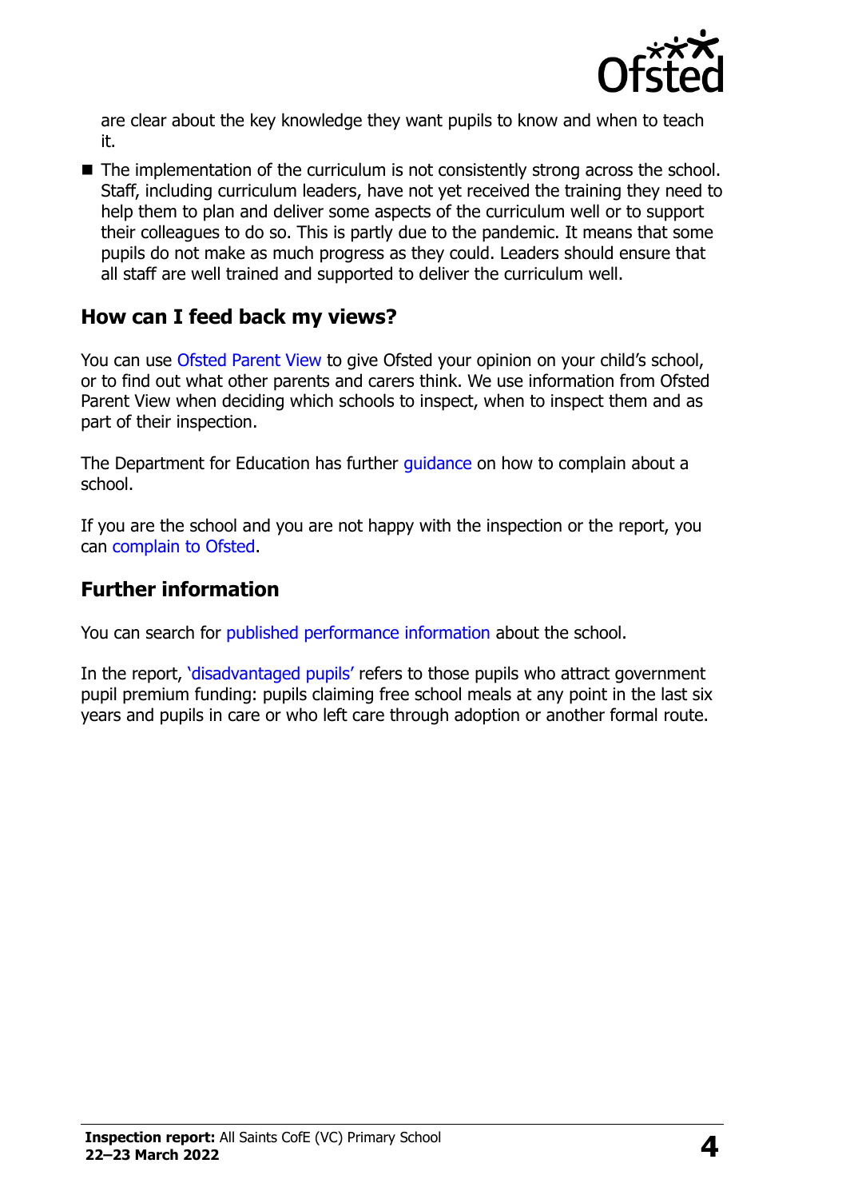are clear about the key knowledge they want pupils to know and when to teach it.

- The implementation of the curriculum is not consistently strong across the school. Staff, including curriculum leaders, have not yet received the training they need to help them to plan and deliver some aspects of the curriculum well or to support their colleagues to do so. This is partly due to the pandemic. It means that some pupils do not make as much progress as they could. Leaders should ensure that all staff are well trained and supported to deliver the curriculum well.

## How can I feed back my views?

You can use Ofsted Parent View to give Ofsted your opinion on your child's school, or to find out what other parents and carers think. We use information from Ofsted Parent View when deciding which schools to inspect, when to inspect them and as part of their inspection.

The Department for Education has further guidance on how to complain about a school.

If you are the school and you are not happy with the inspection or the report, you can complain to Ofsted.

## Further information

You can search for published performance information about the school.

In the report, 'disadvantaged pupils' refers to those pupils who attract government pupil premium funding: pupils claiming free school meals at any point in the last six years and pupils in care or who left care through adoption or another formal route.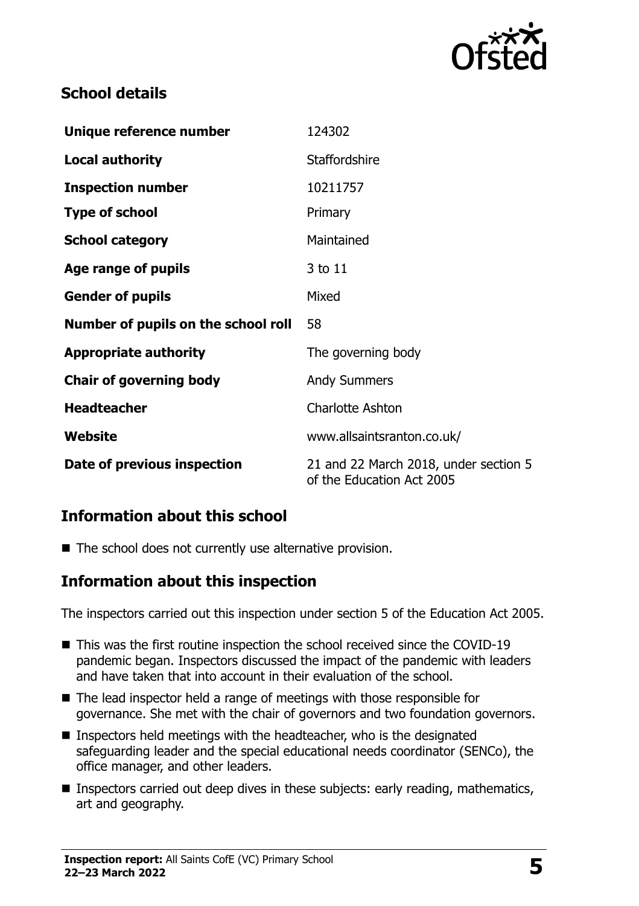## School details

| | |
|---|---|
| **Unique reference number** | 124302 |
| **Local authority** | Staffordshire |
| **Inspection number** | 10211757 |
| **Type of school** | Primary |
| **School category** | Maintained |
| **Age range of pupils** | 3 to 11 |
| **Gender of pupils** | Mixed |
| **Number of pupils on the school roll** | 58 |
| **Appropriate authority** | The governing body |
| **Chair of governing body** | Andy Summers |
| **Headteacher** | Charlotte Ashton |
| **Website** | www.allsaintsranton.co.uk/ |
| **Date of previous inspection** | 21 and 22 March 2018, under section 5 of the Education Act 2005 |

## Information about this school

- The school does not currently use alternative provision.

## Information about this inspection

The inspectors carried out this inspection under section 5 of the Education Act 2005.

- This was the first routine inspection the school received since the COVID-19 pandemic began. Inspectors discussed the impact of the pandemic with leaders and have taken that into account in their evaluation of the school.
- The lead inspector held a range of meetings with those responsible for governance. She met with the chair of governors and two foundation governors.
- Inspectors held meetings with the headteacher, who is the designated safeguarding leader and the special educational needs coordinator (SENCo), the office manager, and other leaders.
- Inspectors carried out deep dives in these subjects: early reading, mathematics, art and geography.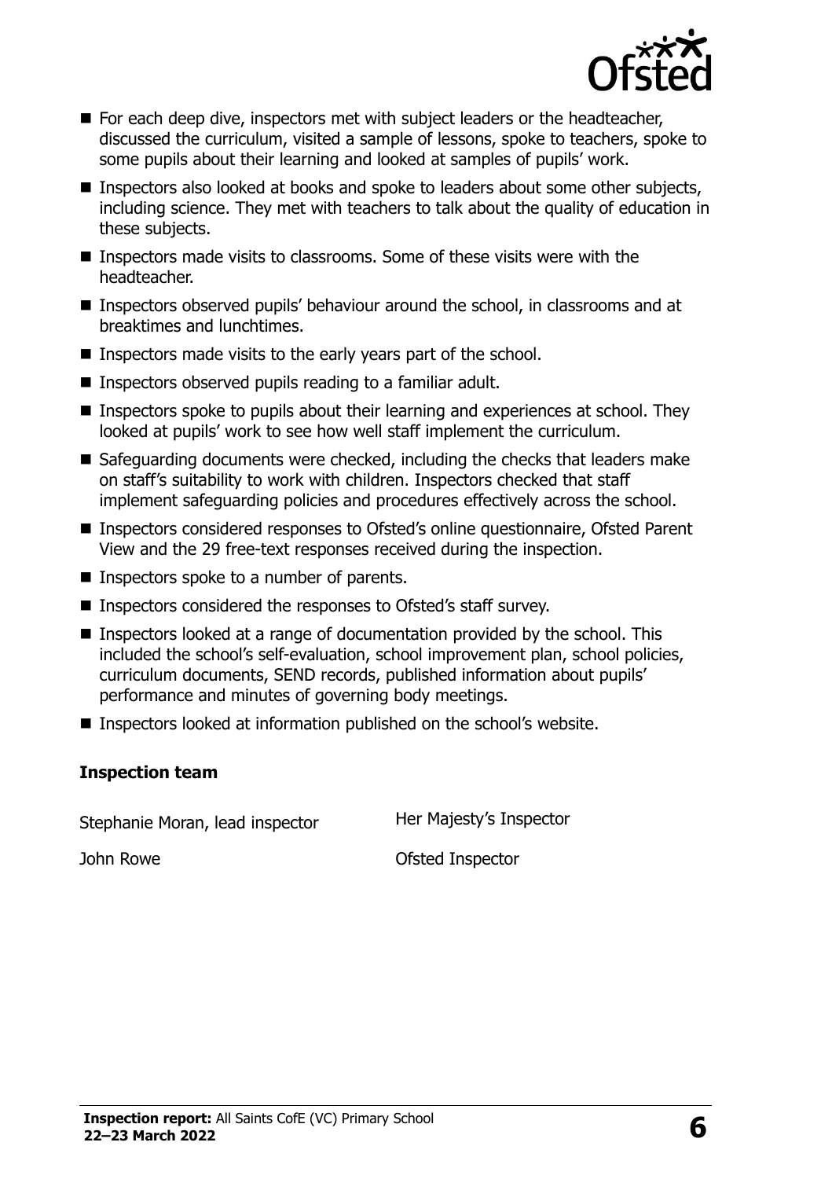- For each deep dive, inspectors met with subject leaders or the headteacher, discussed the curriculum, visited a sample of lessons, spoke to teachers, spoke to some pupils about their learning and looked at samples of pupils' work.
- Inspectors also looked at books and spoke to leaders about some other subjects, including science. They met with teachers to talk about the quality of education in these subjects.
- Inspectors made visits to classrooms. Some of these visits were with the headteacher.
- Inspectors observed pupils' behaviour around the school, in classrooms and at breaktimes and lunchtimes.
- Inspectors made visits to the early years part of the school.
- Inspectors observed pupils reading to a familiar adult.
- Inspectors spoke to pupils about their learning and experiences at school. They looked at pupils' work to see how well staff implement the curriculum.
- Safeguarding documents were checked, including the checks that leaders make on staff's suitability to work with children. Inspectors checked that staff implement safeguarding policies and procedures effectively across the school.
- Inspectors considered responses to Ofsted's online questionnaire, Ofsted Parent View and the 29 free-text responses received during the inspection.
- Inspectors spoke to a number of parents.
- Inspectors considered the responses to Ofsted's staff survey.
- Inspectors looked at a range of documentation provided by the school. This included the school's self-evaluation, school improvement plan, school policies, curriculum documents, SEND records, published information about pupils' performance and minutes of governing body meetings.
- Inspectors looked at information published on the school's website.

### Inspection team

| | |
|---|---|
| Stephanie Moran, lead inspector | Her Majesty's Inspector |
| John Rowe | Ofsted Inspector |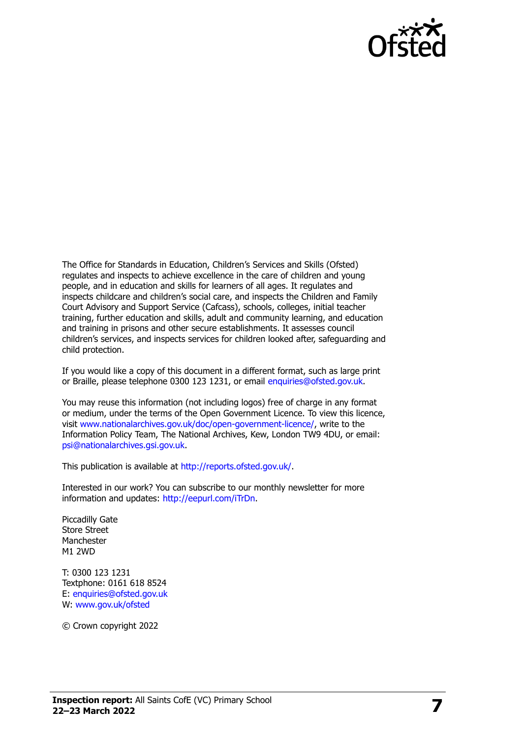The Office for Standards in Education, Children's Services and Skills (Ofsted) regulates and inspects to achieve excellence in the care of children and young people, and in education and skills for learners of all ages. It regulates and inspects childcare and children's social care, and inspects the Children and Family Court Advisory and Support Service (Cafcass), schools, colleges, initial teacher training, further education and skills, adult and community learning, and education and training in prisons and other secure establishments. It assesses council children's services, and inspects services for children looked after, safeguarding and child protection.

If you would like a copy of this document in a different format, such as large print or Braille, please telephone 0300 123 1231, or email enquiries@ofsted.gov.uk.

You may reuse this information (not including logos) free of charge in any format or medium, under the terms of the Open Government Licence. To view this licence, visit www.nationalarchives.gov.uk/doc/open-government-licence/, write to the Information Policy Team, The National Archives, Kew, London TW9 4DU, or email: psi@nationalarchives.gsi.gov.uk.

This publication is available at http://reports.ofsted.gov.uk/.

Interested in our work? You can subscribe to our monthly newsletter for more information and updates: http://eepurl.com/iTrDn.

Piccadilly Gate
Store Street
Manchester
M1 2WD

T: 0300 123 1231
Textphone: 0161 618 8524
E: enquiries@ofsted.gov.uk
W: www.gov.uk/ofsted

© Crown copyright 2022